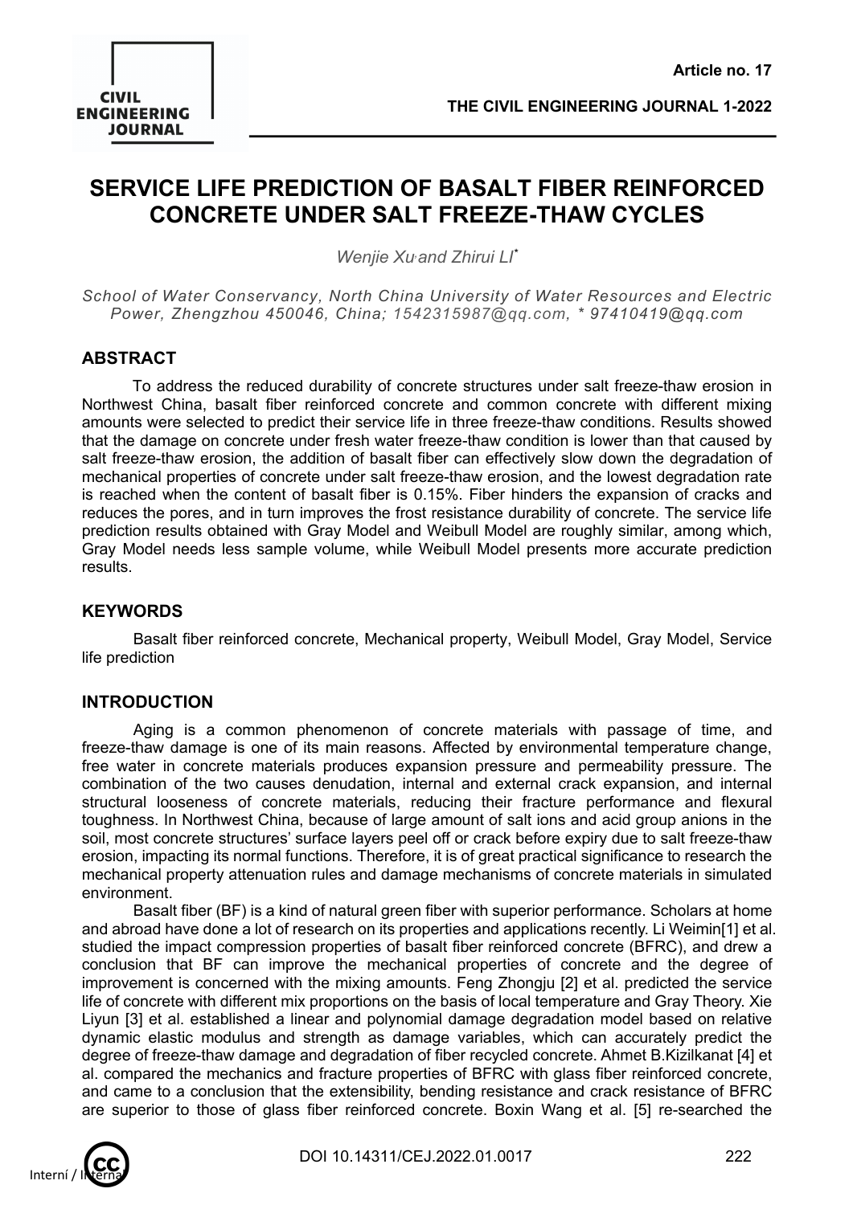# SERVICE LIFE PREDICTION OF BASALT FIBER REINFORCED CONCRETE UNDER SALT FREEZE-THAW CYCLES

*Wenjie Xu and Zhirui LI**

*School of Water Conservancy, North China University of Water Resources and Electric Power, Zhengzhou 450046, China; 1542315987@qq.com, * 97410419@qq.com*

## ABSTRACT

To address the reduced durability of concrete structures under salt freeze-thaw erosion in Northwest China, basalt fiber reinforced concrete and common concrete with different mixing amounts were selected to predict their service life in three freeze-thaw conditions. Results showed that the damage on concrete under fresh water freeze-thaw condition is lower than that caused by salt freeze-thaw erosion, the addition of basalt fiber can effectively slow down the degradation of mechanical properties of concrete under salt freeze-thaw erosion, and the lowest degradation rate is reached when the content of basalt fiber is 0.15%. Fiber hinders the expansion of cracks and reduces the pores, and in turn improves the frost resistance durability of concrete. The service life prediction results obtained with Gray Model and Weibull Model are roughly similar, among which, Gray Model needs less sample volume, while Weibull Model presents more accurate prediction results.

## KEYWORDS

Basalt fiber reinforced concrete, Mechanical property, Weibull Model, Gray Model, Service life prediction

## INTRODUCTION

Aging is a common phenomenon of concrete materials with passage of time, and freeze-thaw damage is one of its main reasons. Affected by environmental temperature change, free water in concrete materials produces expansion pressure and permeability pressure. The combination of the two causes denudation, internal and external crack expansion, and internal structural looseness of concrete materials, reducing their fracture performance and flexural toughness. In Northwest China, because of large amount of salt ions and acid group anions in the soil, most concrete structures' surface layers peel off or crack before expiry due to salt freeze-thaw erosion, impacting its normal functions. Therefore, it is of great practical significance to research the mechanical property attenuation rules and damage mechanisms of concrete materials in simulated environment.

Basalt fiber (BF) is a kind of natural green fiber with superior performance. Scholars at home and abroad have done a lot of research on its properties and applications recently. Li Weimin[1] et al. studied the impact compression properties of basalt fiber reinforced concrete (BFRC), and drew a conclusion that BF can improve the mechanical properties of concrete and the degree of improvement is concerned with the mixing amounts. Feng Zhongju [2] et al. predicted the service life of concrete with different mix proportions on the basis of local temperature and Gray Theory. Xie Liyun [3] et al. established a linear and polynomial damage degradation model based on relative dynamic elastic modulus and strength as damage variables, which can accurately predict the degree of freeze-thaw damage and degradation of fiber recycled concrete. Ahmet B.Kizilkanat [4] et al. compared the mechanics and fracture properties of BFRC with glass fiber reinforced concrete, and came to a conclusion that the extensibility, bending resistance and crack resistance of BFRC are superior to those of glass fiber reinforced concrete. Boxin Wang et al. [5] re-searched the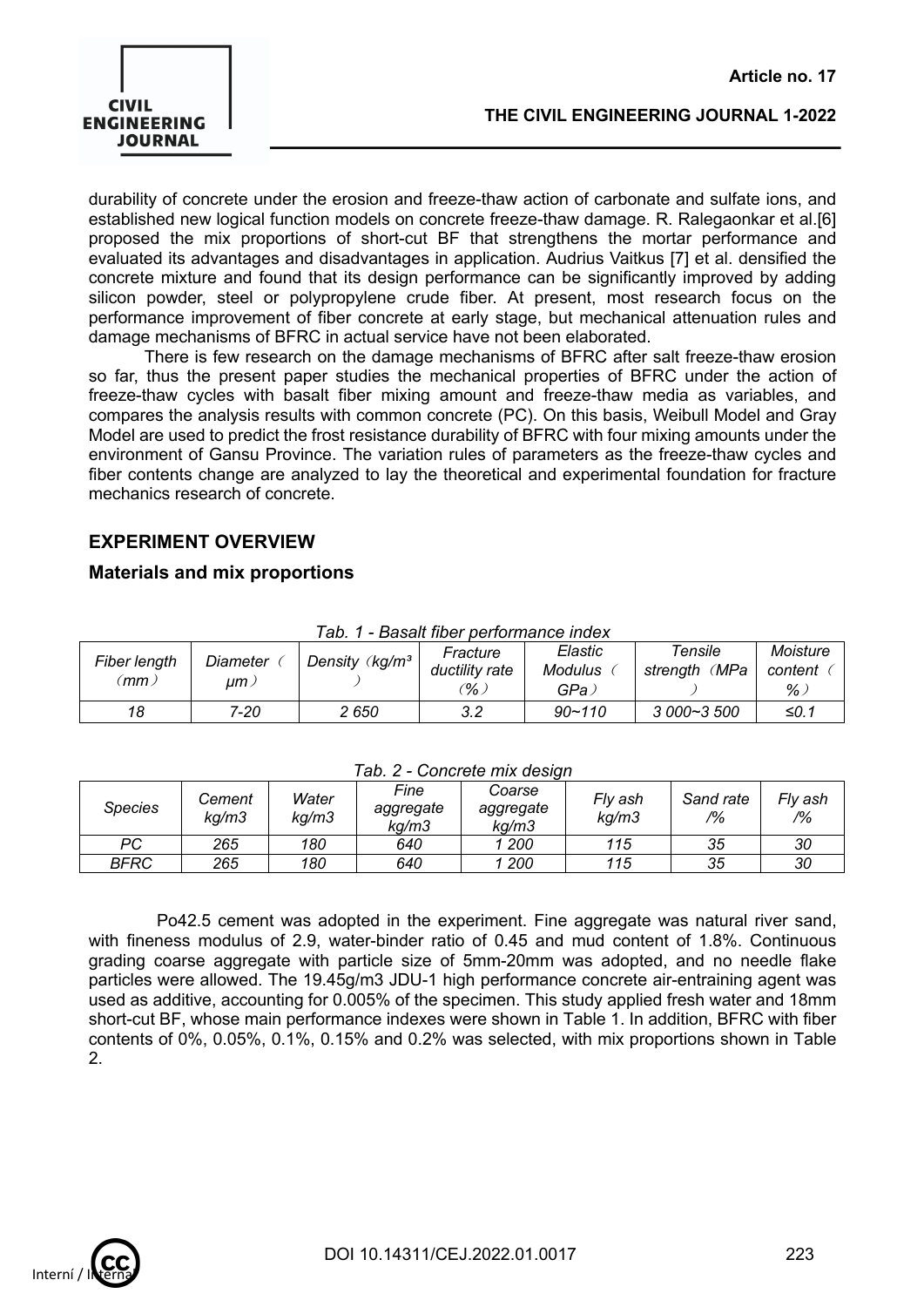durability of concrete under the erosion and freeze-thaw action of carbonate and sulfate ions, and established new logical function models on concrete freeze-thaw damage. R. Ralegaonkar et al.[6] proposed the mix proportions of short-cut BF that strengthens the mortar performance and evaluated its advantages and disadvantages in application. Audrius Vaitkus [7] et al. densified the concrete mixture and found that its design performance can be significantly improved by adding silicon powder, steel or polypropylene crude fiber. At present, most research focus on the performance improvement of fiber concrete at early stage, but mechanical attenuation rules and damage mechanisms of BFRC in actual service have not been elaborated.

There is few research on the damage mechanisms of BFRC after salt freeze-thaw erosion so far, thus the present paper studies the mechanical properties of BFRC under the action of freeze-thaw cycles with basalt fiber mixing amount and freeze-thaw media as variables, and compares the analysis results with common concrete (PC). On this basis, Weibull Model and Gray Model are used to predict the frost resistance durability of BFRC with four mixing amounts under the environment of Gansu Province. The variation rules of parameters as the freeze-thaw cycles and fiber contents change are analyzed to lay the theoretical and experimental foundation for fracture mechanics research of concrete.

## EXPERIMENT OVERVIEW

### Materials and mix proportions

*Tab. 1 - Basalt fiber performance index*

| Fiber length（mm） | Diameter（μm） | Density（kg/m³） | Fracture ductility rate（%） | Elastic Modulus（GPa） | Tensile strength（MPa） | Moisture content（%） |
|---|---|---|---|---|---|---|
| 18 | 7-20 | 2 650 | 3.2 | 90~110 | 3 000~3 500 | ≤0.1 |

*Tab. 2 - Concrete mix design*

| Species | Cement kg/m3 | Water kg/m3 | Fine aggregate kg/m3 | Coarse aggregate kg/m3 | Fly ash kg/m3 | Sand rate /% | Fly ash /% |
|---|---|---|---|---|---|---|---|
| PC | 265 | 180 | 640 | 1 200 | 115 | 35 | 30 |
| BFRC | 265 | 180 | 640 | 1 200 | 115 | 35 | 30 |

Po42.5 cement was adopted in the experiment. Fine aggregate was natural river sand, with fineness modulus of 2.9, water-binder ratio of 0.45 and mud content of 1.8%. Continuous grading coarse aggregate with particle size of 5mm-20mm was adopted, and no needle flake particles were allowed. The 19.45g/m3 JDU-1 high performance concrete air-entraining agent was used as additive, accounting for 0.005% of the specimen. This study applied fresh water and 18mm short-cut BF, whose main performance indexes were shown in Table 1. In addition, BFRC with fiber contents of 0%, 0.05%, 0.1%, 0.15% and 0.2% was selected, with mix proportions shown in Table 2.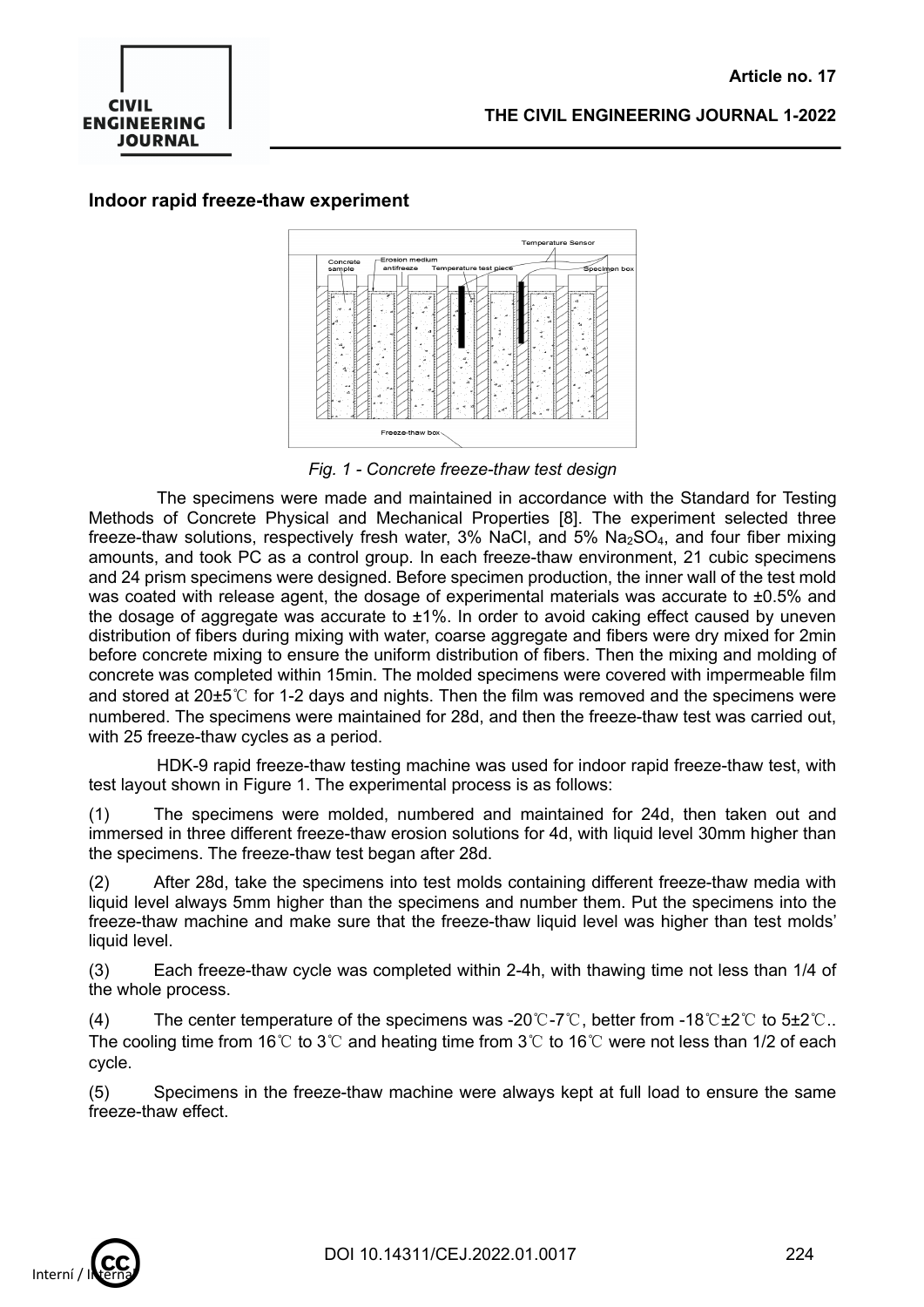### Indoor rapid freeze-thaw experiment

*Fig. 1 - Concrete freeze-thaw test design*

The specimens were made and maintained in accordance with the Standard for Testing Methods of Concrete Physical and Mechanical Properties [8]. The experiment selected three freeze-thaw solutions, respectively fresh water, 3% NaCl, and 5% $Na_2SO_4$, and four fiber mixing amounts, and took PC as a control group. In each freeze-thaw environment, 21 cubic specimens and 24 prism specimens were designed. Before specimen production, the inner wall of the test mold was coated with release agent, the dosage of experimental materials was accurate to ±0.5% and the dosage of aggregate was accurate to ±1%. In order to avoid caking effect caused by uneven distribution of fibers during mixing with water, coarse aggregate and fibers were dry mixed for 2min before concrete mixing to ensure the uniform distribution of fibers. Then the mixing and molding of concrete was completed within 15min. The molded specimens were covered with impermeable film and stored at 20±5℃ for 1-2 days and nights. Then the film was removed and the specimens were numbered. The specimens were maintained for 28d, and then the freeze-thaw test was carried out, with 25 freeze-thaw cycles as a period.

HDK-9 rapid freeze-thaw testing machine was used for indoor rapid freeze-thaw test, with test layout shown in Figure 1. The experimental process is as follows:

(1) The specimens were molded, numbered and maintained for 24d, then taken out and immersed in three different freeze-thaw erosion solutions for 4d, with liquid level 30mm higher than the specimens. The freeze-thaw test began after 28d.

(2) After 28d, take the specimens into test molds containing different freeze-thaw media with liquid level always 5mm higher than the specimens and number them. Put the specimens into the freeze-thaw machine and make sure that the freeze-thaw liquid level was higher than test molds' liquid level.

(3) Each freeze-thaw cycle was completed within 2-4h, with thawing time not less than 1/4 of the whole process.

(4) The center temperature of the specimens was -20℃-7℃, better from -18℃±2℃ to 5±2℃.. The cooling time from 16℃ to 3℃ and heating time from 3℃ to 16℃ were not less than 1/2 of each cycle.

(5) Specimens in the freeze-thaw machine were always kept at full load to ensure the same freeze-thaw effect.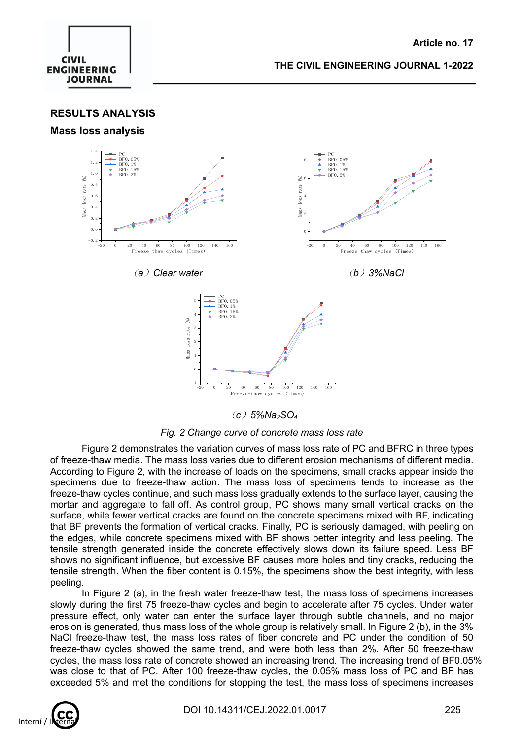## RESULTS ANALYSIS

### Mass loss analysis

（a）Clear water

（b）3%NaCl

（c）5%$Na_2SO_4$

*Fig. 2 Change curve of concrete mass loss rate*

Figure 2 demonstrates the variation curves of mass loss rate of PC and BFRC in three types of freeze-thaw media. The mass loss varies due to different erosion mechanisms of different media. According to Figure 2, with the increase of loads on the specimens, small cracks appear inside the specimens due to freeze-thaw action. The mass loss of specimens tends to increase as the freeze-thaw cycles continue, and such mass loss gradually extends to the surface layer, causing the mortar and aggregate to fall off. As control group, PC shows many small vertical cracks on the surface, while fewer vertical cracks are found on the concrete specimens mixed with BF, indicating that BF prevents the formation of vertical cracks. Finally, PC is seriously damaged, with peeling on the edges, while concrete specimens mixed with BF shows better integrity and less peeling. The tensile strength generated inside the concrete effectively slows down its failure speed. Less BF shows no significant influence, but excessive BF causes more holes and tiny cracks, reducing the tensile strength. When the fiber content is 0.15%, the specimens show the best integrity, with less peeling.

In Figure 2 (a), in the fresh water freeze-thaw test, the mass loss of specimens increases slowly during the first 75 freeze-thaw cycles and begin to accelerate after 75 cycles. Under water pressure effect, only water can enter the surface layer through subtle channels, and no major erosion is generated, thus mass loss of the whole group is relatively small. In Figure 2 (b), in the 3% NaCl freeze-thaw test, the mass loss rates of fiber concrete and PC under the condition of 50 freeze-thaw cycles showed the same trend, and were both less than 2%. After 50 freeze-thaw cycles, the mass loss rate of concrete showed an increasing trend. The increasing trend of BF0.05% was close to that of PC. After 100 freeze-thaw cycles, the 0.05% mass loss of PC and BF has exceeded 5% and met the conditions for stopping the test, the mass loss of specimens increases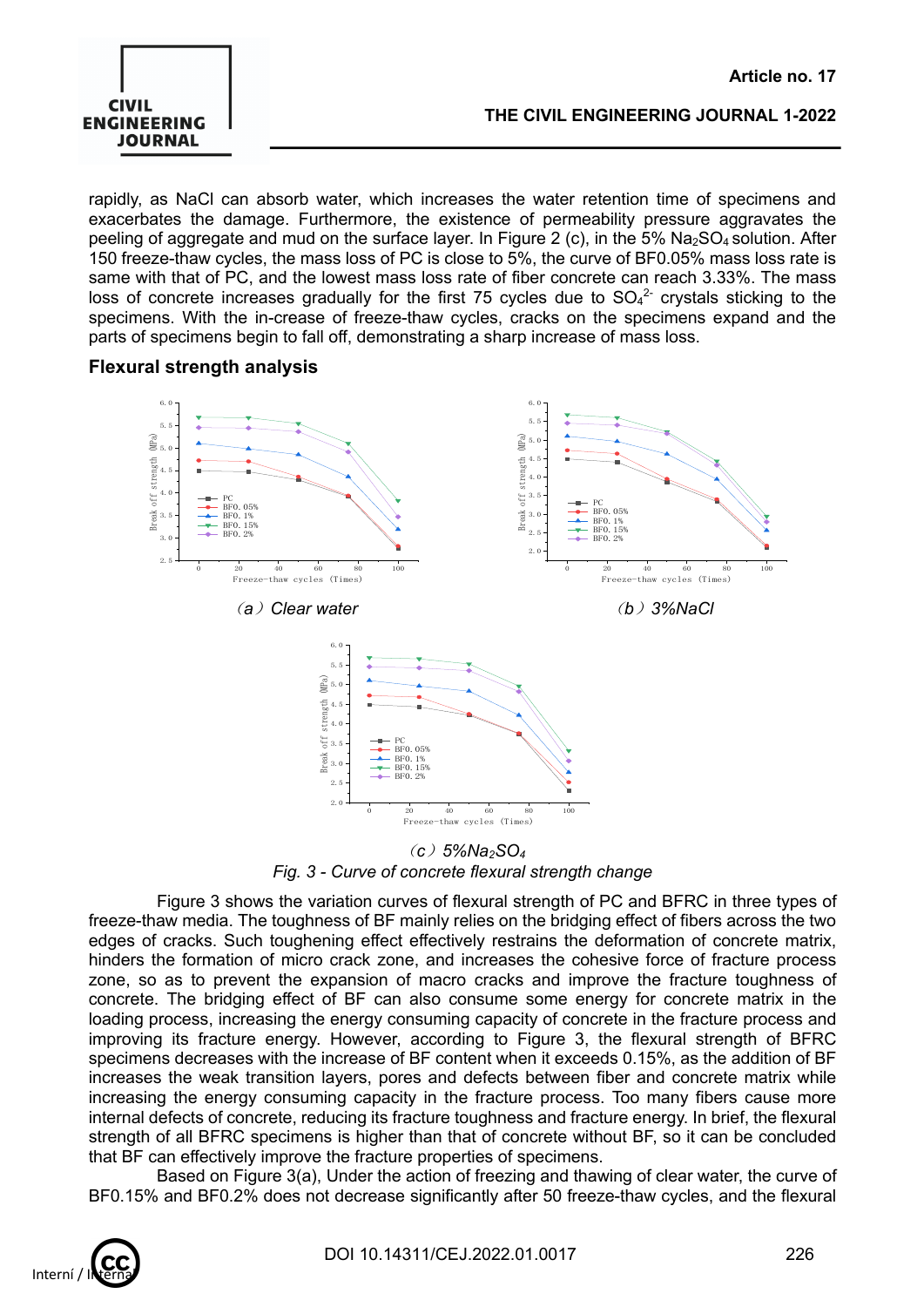rapidly, as NaCl can absorb water, which increases the water retention time of specimens and exacerbates the damage. Furthermore, the existence of permeability pressure aggravates the peeling of aggregate and mud on the surface layer. In Figure 2 (c), in the 5% $Na_2SO_4$ solution. After 150 freeze-thaw cycles, the mass loss of PC is close to 5%, the curve of BF0.05% mass loss rate is same with that of PC, and the lowest mass loss rate of fiber concrete can reach 3.33%. The mass loss of concrete increases gradually for the first 75 cycles due to $SO_4^{2-}$ crystals sticking to the specimens. With the in-crease of freeze-thaw cycles, cracks on the specimens expand and the parts of specimens begin to fall off, demonstrating a sharp increase of mass loss.

### Flexural strength analysis

（a）Clear water

（b）3%NaCl

（c）5%$Na_2SO_4$

*Fig. 3 - Curve of concrete flexural strength change*

Figure 3 shows the variation curves of flexural strength of PC and BFRC in three types of freeze-thaw media. The toughness of BF mainly relies on the bridging effect of fibers across the two edges of cracks. Such toughening effect effectively restrains the deformation of concrete matrix, hinders the formation of micro crack zone, and increases the cohesive force of fracture process zone, so as to prevent the expansion of macro cracks and improve the fracture toughness of concrete. The bridging effect of BF can also consume some energy for concrete matrix in the loading process, increasing the energy consuming capacity of concrete in the fracture process and improving its fracture energy. However, according to Figure 3, the flexural strength of BFRC specimens decreases with the increase of BF content when it exceeds 0.15%, as the addition of BF increases the weak transition layers, pores and defects between fiber and concrete matrix while increasing the energy consuming capacity in the fracture process. Too many fibers cause more internal defects of concrete, reducing its fracture toughness and fracture energy. In brief, the flexural strength of all BFRC specimens is higher than that of concrete without BF, so it can be concluded that BF can effectively improve the fracture properties of specimens.

Based on Figure 3(a), Under the action of freezing and thawing of clear water, the curve of BF0.15% and BF0.2% does not decrease significantly after 50 freeze-thaw cycles, and the flexural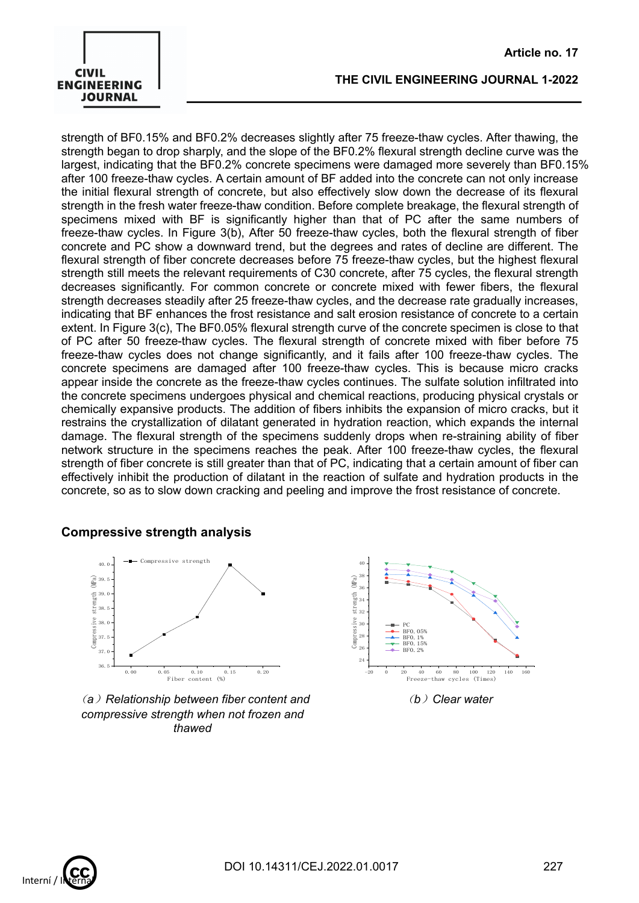strength of BF0.15% and BF0.2% decreases slightly after 75 freeze-thaw cycles. After thawing, the strength began to drop sharply, and the slope of the BF0.2% flexural strength decline curve was the largest, indicating that the BF0.2% concrete specimens were damaged more severely than BF0.15% after 100 freeze-thaw cycles. A certain amount of BF added into the concrete can not only increase the initial flexural strength of concrete, but also effectively slow down the decrease of its flexural strength in the fresh water freeze-thaw condition. Before complete breakage, the flexural strength of specimens mixed with BF is significantly higher than that of PC after the same numbers of freeze-thaw cycles. In Figure 3(b), After 50 freeze-thaw cycles, both the flexural strength of fiber concrete and PC show a downward trend, but the degrees and rates of decline are different. The flexural strength of fiber concrete decreases before 75 freeze-thaw cycles, but the highest flexural strength still meets the relevant requirements of C30 concrete, after 75 cycles, the flexural strength decreases significantly. For common concrete or concrete mixed with fewer fibers, the flexural strength decreases steadily after 25 freeze-thaw cycles, and the decrease rate gradually increases, indicating that BF enhances the frost resistance and salt erosion resistance of concrete to a certain extent. In Figure 3(c), The BF0.05% flexural strength curve of the concrete specimen is close to that of PC after 50 freeze-thaw cycles. The flexural strength of concrete mixed with fiber before 75 freeze-thaw cycles does not change significantly, and it fails after 100 freeze-thaw cycles. The concrete specimens are damaged after 100 freeze-thaw cycles. This is because micro cracks appear inside the concrete as the freeze-thaw cycles continues. The sulfate solution infiltrated into the concrete specimens undergoes physical and chemical reactions, producing physical crystals or chemically expansive products. The addition of fibers inhibits the expansion of micro cracks, but it restrains the crystallization of dilatant generated in hydration reaction, which expands the internal damage. The flexural strength of the specimens suddenly drops when re-straining ability of fiber network structure in the specimens reaches the peak. After 100 freeze-thaw cycles, the flexural strength of fiber concrete is still greater than that of PC, indicating that a certain amount of fiber can effectively inhibit the production of dilatant in the reaction of sulfate and hydration products in the concrete, so as to slow down cracking and peeling and improve the frost resistance of concrete.

### Compressive strength analysis

*(a) Relationship between fiber content and compressive strength when not frozen and thawed*

*(b) Clear water*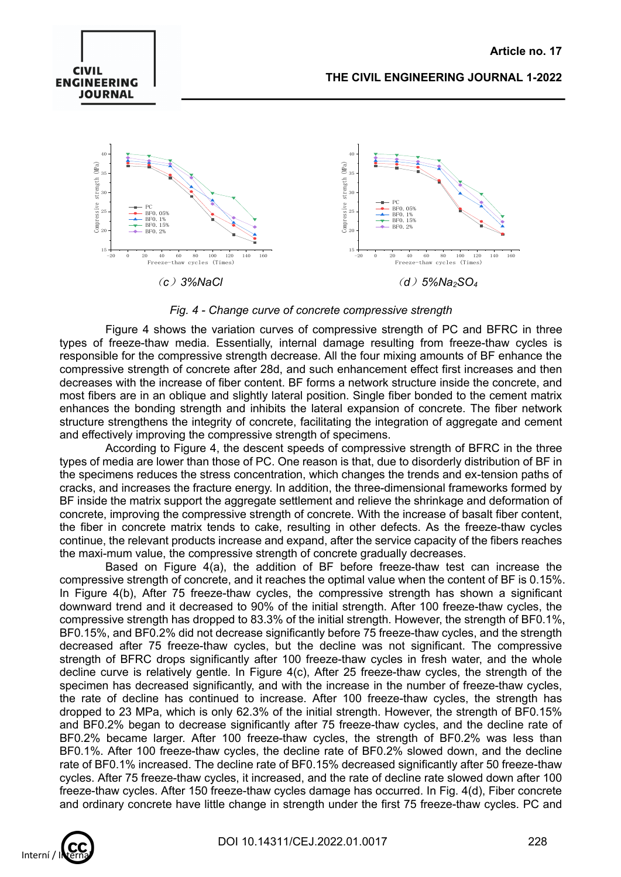（c）3%NaCl

（d）5%$Na_2SO_4$

*Fig. 4 - Change curve of concrete compressive strength*

Figure 4 shows the variation curves of compressive strength of PC and BFRC in three types of freeze-thaw media. Essentially, internal damage resulting from freeze-thaw cycles is responsible for the compressive strength decrease. All the four mixing amounts of BF enhance the compressive strength of concrete after 28d, and such enhancement effect first increases and then decreases with the increase of fiber content. BF forms a network structure inside the concrete, and most fibers are in an oblique and slightly lateral position. Single fiber bonded to the cement matrix enhances the bonding strength and inhibits the lateral expansion of concrete. The fiber network structure strengthens the integrity of concrete, facilitating the integration of aggregate and cement and effectively improving the compressive strength of specimens.

According to Figure 4, the descent speeds of compressive strength of BFRC in the three types of media are lower than those of PC. One reason is that, due to disorderly distribution of BF in the specimens reduces the stress concentration, which changes the trends and ex-tension paths of cracks, and increases the fracture energy. In addition, the three-dimensional frameworks formed by BF inside the matrix support the aggregate settlement and relieve the shrinkage and deformation of concrete, improving the compressive strength of concrete. With the increase of basalt fiber content, the fiber in concrete matrix tends to cake, resulting in other defects. As the freeze-thaw cycles continue, the relevant products increase and expand, after the service capacity of the fibers reaches the maxi-mum value, the compressive strength of concrete gradually decreases.

Based on Figure 4(a), the addition of BF before freeze-thaw test can increase the compressive strength of concrete, and it reaches the optimal value when the content of BF is 0.15%. In Figure 4(b), After 75 freeze-thaw cycles, the compressive strength has shown a significant downward trend and it decreased to 90% of the initial strength. After 100 freeze-thaw cycles, the compressive strength has dropped to 83.3% of the initial strength. However, the strength of BF0.1%, BF0.15%, and BF0.2% did not decrease significantly before 75 freeze-thaw cycles, and the strength decreased after 75 freeze-thaw cycles, but the decline was not significant. The compressive strength of BFRC drops significantly after 100 freeze-thaw cycles in fresh water, and the whole decline curve is relatively gentle. In Figure 4(c), After 25 freeze-thaw cycles, the strength of the specimen has decreased significantly, and with the increase in the number of freeze-thaw cycles, the rate of decline has continued to increase. After 100 freeze-thaw cycles, the strength has dropped to 23 MPa, which is only 62.3% of the initial strength. However, the strength of BF0.15% and BF0.2% began to decrease significantly after 75 freeze-thaw cycles, and the decline rate of BF0.2% became larger. After 100 freeze-thaw cycles, the strength of BF0.2% was less than BF0.1%. After 100 freeze-thaw cycles, the decline rate of BF0.2% slowed down, and the decline rate of BF0.1% increased. The decline rate of BF0.15% decreased significantly after 50 freeze-thaw cycles. After 75 freeze-thaw cycles, it increased, and the rate of decline rate slowed down after 100 freeze-thaw cycles. After 150 freeze-thaw cycles damage has occurred. In Fig. 4(d), Fiber concrete and ordinary concrete have little change in strength under the first 75 freeze-thaw cycles. PC and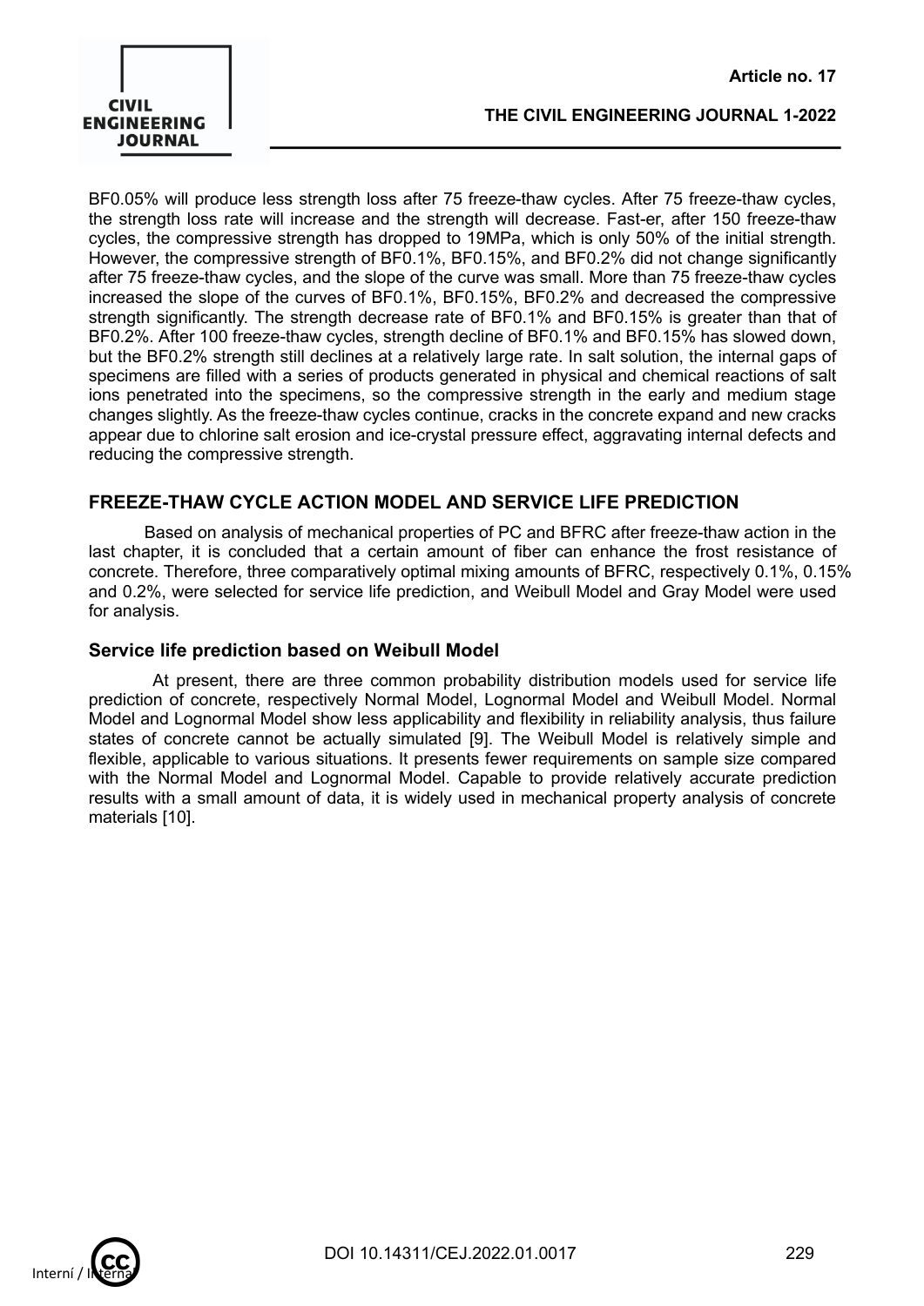BF0.05% will produce less strength loss after 75 freeze-thaw cycles. After 75 freeze-thaw cycles, the strength loss rate will increase and the strength will decrease. Fast-er, after 150 freeze-thaw cycles, the compressive strength has dropped to 19MPa, which is only 50% of the initial strength. However, the compressive strength of BF0.1%, BF0.15%, and BF0.2% did not change significantly after 75 freeze-thaw cycles, and the slope of the curve was small. More than 75 freeze-thaw cycles increased the slope of the curves of BF0.1%, BF0.15%, BF0.2% and decreased the compressive strength significantly. The strength decrease rate of BF0.1% and BF0.15% is greater than that of BF0.2%. After 100 freeze-thaw cycles, strength decline of BF0.1% and BF0.15% has slowed down, but the BF0.2% strength still declines at a relatively large rate. In salt solution, the internal gaps of specimens are filled with a series of products generated in physical and chemical reactions of salt ions penetrated into the specimens, so the compressive strength in the early and medium stage changes slightly. As the freeze-thaw cycles continue, cracks in the concrete expand and new cracks appear due to chlorine salt erosion and ice-crystal pressure effect, aggravating internal defects and reducing the compressive strength.

## FREEZE-THAW CYCLE ACTION MODEL AND SERVICE LIFE PREDICTION

Based on analysis of mechanical properties of PC and BFRC after freeze-thaw action in the last chapter, it is concluded that a certain amount of fiber can enhance the frost resistance of concrete. Therefore, three comparatively optimal mixing amounts of BFRC, respectively 0.1%, 0.15% and 0.2%, were selected for service life prediction, and Weibull Model and Gray Model were used for analysis.

### Service life prediction based on Weibull Model

At present, there are three common probability distribution models used for service life prediction of concrete, respectively Normal Model, Lognormal Model and Weibull Model. Normal Model and Lognormal Model show less applicability and flexibility in reliability analysis, thus failure states of concrete cannot be actually simulated [9]. The Weibull Model is relatively simple and flexible, applicable to various situations. It presents fewer requirements on sample size compared with the Normal Model and Lognormal Model. Capable to provide relatively accurate prediction results with a small amount of data, it is widely used in mechanical property analysis of concrete materials [10].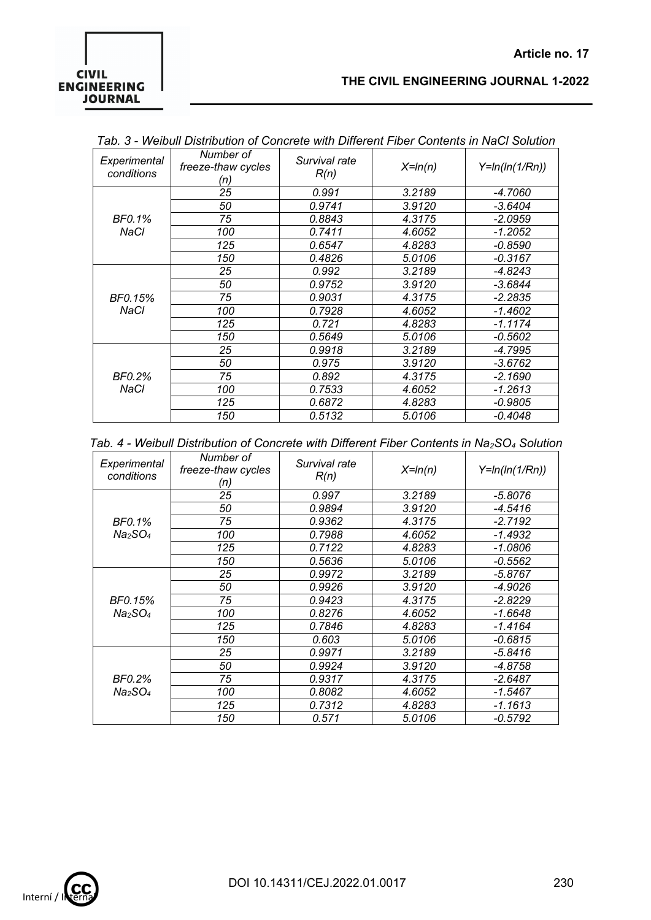*Tab. 3 - Weibull Distribution of Concrete with Different Fiber Contents in NaCl Solution*

| Experimental conditions | Number of freeze-thaw cycles (n) | Survival rate R(n) | X=ln(n) | Y=ln(ln(1/Rn)) |
|---|---|---|---|---|
| BF0.1% NaCl | 25 | 0.991 | 3.2189 | -4.7060 |
| | 50 | 0.9741 | 3.9120 | -3.6404 |
| | 75 | 0.8843 | 4.3175 | -2.0959 |
| | 100 | 0.7411 | 4.6052 | -1.2052 |
| | 125 | 0.6547 | 4.8283 | -0.8590 |
| | 150 | 0.4826 | 5.0106 | -0.3167 |
| BF0.15% NaCl | 25 | 0.992 | 3.2189 | -4.8243 |
| | 50 | 0.9752 | 3.9120 | -3.6844 |
| | 75 | 0.9031 | 4.3175 | -2.2835 |
| | 100 | 0.7928 | 4.6052 | -1.4602 |
| | 125 | 0.721 | 4.8283 | -1.1174 |
| | 150 | 0.5649 | 5.0106 | -0.5602 |
| BF0.2% NaCl | 25 | 0.9918 | 3.2189 | -4.7995 |
| | 50 | 0.975 | 3.9120 | -3.6762 |
| | 75 | 0.892 | 4.3175 | -2.1690 |
| | 100 | 0.7533 | 4.6052 | -1.2613 |
| | 125 | 0.6872 | 4.8283 | -0.9805 |
| | 150 | 0.5132 | 5.0106 | -0.4048 |

*Tab. 4 - Weibull Distribution of Concrete with Different Fiber Contents in $Na_2SO_4$ Solution*

| Experimental conditions | Number of freeze-thaw cycles (n) | Survival rate R(n) | X=ln(n) | Y=ln(ln(1/Rn)) |
|---|---|---|---|---|
| BF0.1% $Na_2SO_4$ | 25 | 0.997 | 3.2189 | -5.8076 |
| | 50 | 0.9894 | 3.9120 | -4.5416 |
| | 75 | 0.9362 | 4.3175 | -2.7192 |
| | 100 | 0.7988 | 4.6052 | -1.4932 |
| | 125 | 0.7122 | 4.8283 | -1.0806 |
| | 150 | 0.5636 | 5.0106 | -0.5562 |
| BF0.15% $Na_2SO_4$ | 25 | 0.9972 | 3.2189 | -5.8767 |
| | 50 | 0.9926 | 3.9120 | -4.9026 |
| | 75 | 0.9423 | 4.3175 | -2.8229 |
| | 100 | 0.8276 | 4.6052 | -1.6648 |
| | 125 | 0.7846 | 4.8283 | -1.4164 |
| | 150 | 0.603 | 5.0106 | -0.6815 |
| BF0.2% $Na_2SO_4$ | 25 | 0.9971 | 3.2189 | -5.8416 |
| | 50 | 0.9924 | 3.9120 | -4.8758 |
| | 75 | 0.9317 | 4.3175 | -2.6487 |
| | 100 | 0.8082 | 4.6052 | -1.5467 |
| | 125 | 0.7312 | 4.8283 | -1.1613 |
| | 150 | 0.571 | 5.0106 | -0.5792 |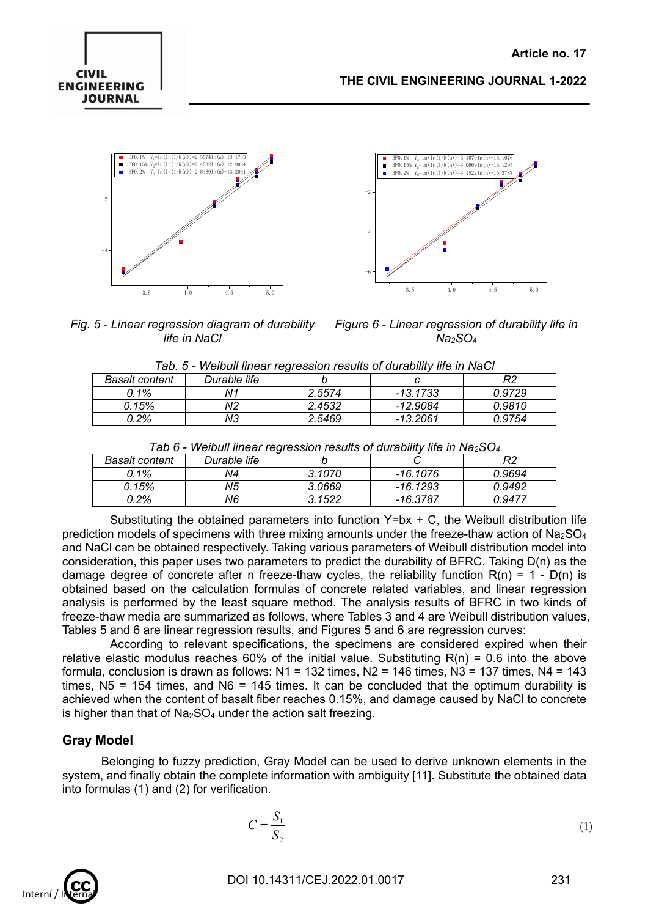*Fig. 5 - Linear regression diagram of durability life in NaCl*

*Figure 6 - Linear regression of durability life in $Na_2SO_4$*

*Tab. 5 - Weibull linear regression results of durability life in NaCl*

| Basalt content | Durable life | b | c | R2 |
|---|---|---|---|---|
| 0.1% | N1 | 2.5574 | -13.1733 | 0.9729 |
| 0.15% | N2 | 2.4532 | -12.9084 | 0.9810 |
| 0.2% | N3 | 2.5469 | -13.2061 | 0.9754 |

*Tab 6 - Weibull linear regression results of durability life in $Na_2SO_4$*

| Basalt content | Durable life | b | C | R2 |
|---|---|---|---|---|
| 0.1% | N4 | 3.1070 | -16.1076 | 0.9694 |
| 0.15% | N5 | 3.0669 | -16.1293 | 0.9492 |
| 0.2% | N6 | 3.1522 | -16.3787 | 0.9477 |

Substituting the obtained parameters into function Y=bx + C, the Weibull distribution life prediction models of specimens with three mixing amounts under the freeze-thaw action of $Na_2SO_4$ and NaCl can be obtained respectively. Taking various parameters of Weibull distribution model into consideration, this paper uses two parameters to predict the durability of BFRC. Taking D(n) as the damage degree of concrete after n freeze-thaw cycles, the reliability function R(n) = 1 - D(n) is obtained based on the calculation formulas of concrete related variables, and linear regression analysis is performed by the least square method. The analysis results of BFRC in two kinds of freeze-thaw media are summarized as follows, where Tables 3 and 4 are Weibull distribution values, Tables 5 and 6 are linear regression results, and Figures 5 and 6 are regression curves:

According to relevant specifications, the specimens are considered expired when their relative elastic modulus reaches 60% of the initial value. Substituting R(n) = 0.6 into the above formula, conclusion is drawn as follows: N1 = 132 times, N2 = 146 times, N3 = 137 times, N4 = 143 times, N5 = 154 times, and N6 = 145 times. It can be concluded that the optimum durability is achieved when the content of basalt fiber reaches 0.15%, and damage caused by NaCl to concrete is higher than that of $Na_2SO_4$ under the action salt freezing.

## Gray Model

Belonging to fuzzy prediction, Gray Model can be used to derive unknown elements in the system, and finally obtain the complete information with ambiguity [11]. Substitute the obtained data into formulas (1) and (2) for verification.

$$C = \frac{S_1}{S_2} \tag{1}$$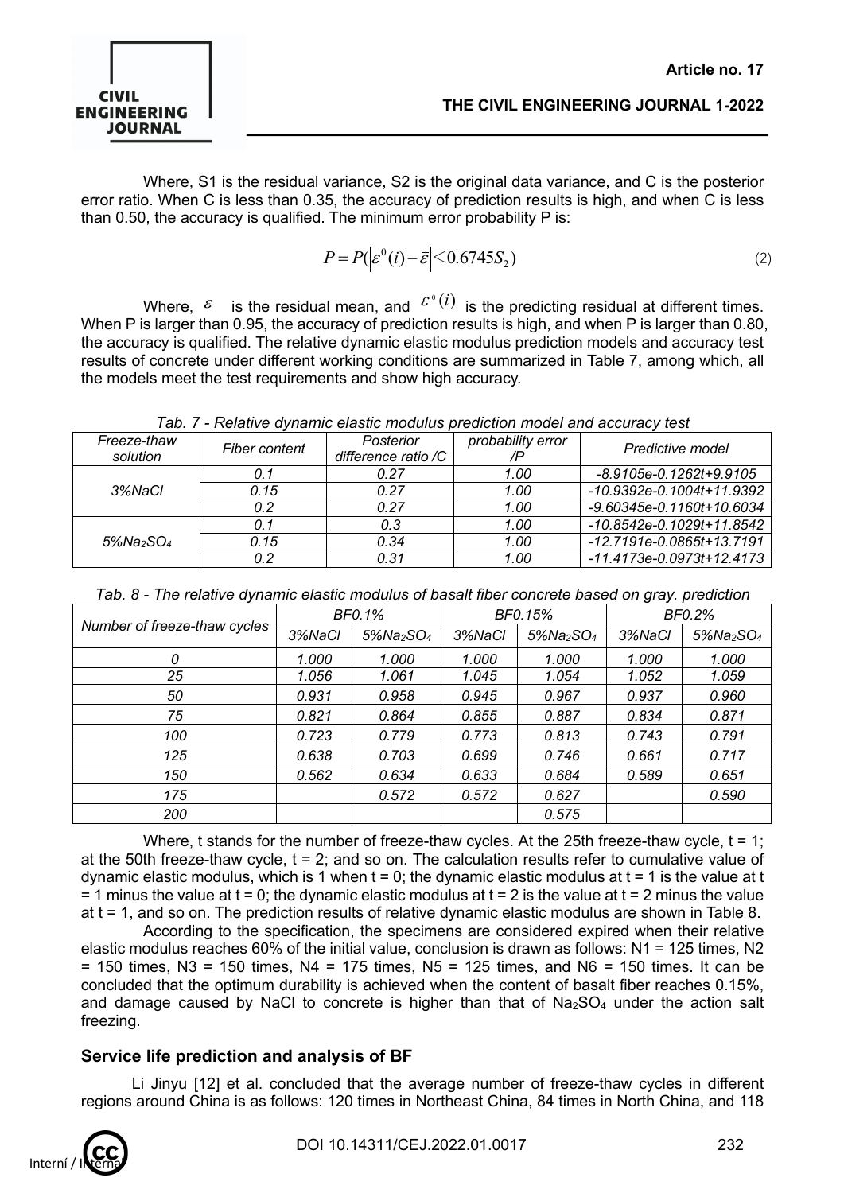Where, S1 is the residual variance, S2 is the original data variance, and C is the posterior error ratio. When C is less than 0.35, the accuracy of prediction results is high, and when C is less than 0.50, the accuracy is qualified. The minimum error probability P is:

$$P = P(\left|\varepsilon^0(i) - \bar{\varepsilon}\right| < 0.6745 S_2) \tag{2}$$

Where, $\varepsilon$ is the residual mean, and $\varepsilon^0(i)$ is the predicting residual at different times. When P is larger than 0.95, the accuracy of prediction results is high, and when P is larger than 0.80, the accuracy is qualified. The relative dynamic elastic modulus prediction models and accuracy test results of concrete under different working conditions are summarized in Table 7, among which, all the models meet the test requirements and show high accuracy.

*Tab. 7 - Relative dynamic elastic modulus prediction model and accuracy test*

| *Freeze-thaw solution* | *Fiber content* | *Posterior difference ratio /C* | *probability error /P* | *Predictive model* |
|---|---|---|---|---|
| *3%NaCl* | *0.1* | *0.27* | *1.00* | *-8.9105e-0.1262t+9.9105* |
| | *0.15* | *0.27* | *1.00* | *-10.9392e-0.1004t+11.9392* |
| | *0.2* | *0.27* | *1.00* | *-9.60345e-0.1160t+10.6034* |
| *5%$Na_2SO_4$* | *0.1* | *0.3* | *1.00* | *-10.8542e-0.1029t+11.8542* |
| | *0.15* | *0.34* | *1.00* | *-12.7191e-0.0865t+13.7191* |
| | *0.2* | *0.31* | *1.00* | *-11.4173e-0.0973t+12.4173* |

*Tab. 8 - The relative dynamic elastic modulus of basalt fiber concrete based on gray. prediction*

| *Number of freeze-thaw cycles* | *BF0.1%* | | *BF0.15%* | | *BF0.2%* | |
|---|---|---|---|---|---|---|
| | *3%NaCl* | *5%$Na_2SO_4$* | *3%NaCl* | *5%$Na_2SO_4$* | *3%NaCl* | *5%$Na_2SO_4$* |
| *0* | *1.000* | *1.000* | *1.000* | *1.000* | *1.000* | *1.000* |
| *25* | *1.056* | *1.061* | *1.045* | *1.054* | *1.052* | *1.059* |
| *50* | *0.931* | *0.958* | *0.945* | *0.967* | *0.937* | *0.960* |
| *75* | *0.821* | *0.864* | *0.855* | *0.887* | *0.834* | *0.871* |
| *100* | *0.723* | *0.779* | *0.773* | *0.813* | *0.743* | *0.791* |
| *125* | *0.638* | *0.703* | *0.699* | *0.746* | *0.661* | *0.717* |
| *150* | *0.562* | *0.634* | *0.633* | *0.684* | *0.589* | *0.651* |
| *175* | | *0.572* | *0.572* | *0.627* | | *0.590* |
| *200* | | | | *0.575* | | |

Where, t stands for the number of freeze-thaw cycles. At the 25th freeze-thaw cycle, t = 1; at the 50th freeze-thaw cycle, t = 2; and so on. The calculation results refer to cumulative value of dynamic elastic modulus, which is 1 when t = 0; the dynamic elastic modulus at t = 1 is the value at t = 1 minus the value at t = 0; the dynamic elastic modulus at t = 2 is the value at t = 2 minus the value at t = 1, and so on. The prediction results of relative dynamic elastic modulus are shown in Table 8.

According to the specification, the specimens are considered expired when their relative elastic modulus reaches 60% of the initial value, conclusion is drawn as follows: N1 = 125 times, N2 = 150 times, N3 = 150 times, N4 = 175 times, N5 = 125 times, and N6 = 150 times. It can be concluded that the optimum durability is achieved when the content of basalt fiber reaches 0.15%, and damage caused by NaCl to concrete is higher than that of $Na_2SO_4$ under the action salt freezing.

## Service life prediction and analysis of BF

Li Jinyu [12] et al. concluded that the average number of freeze-thaw cycles in different regions around China is as follows: 120 times in Northeast China, 84 times in North China, and 118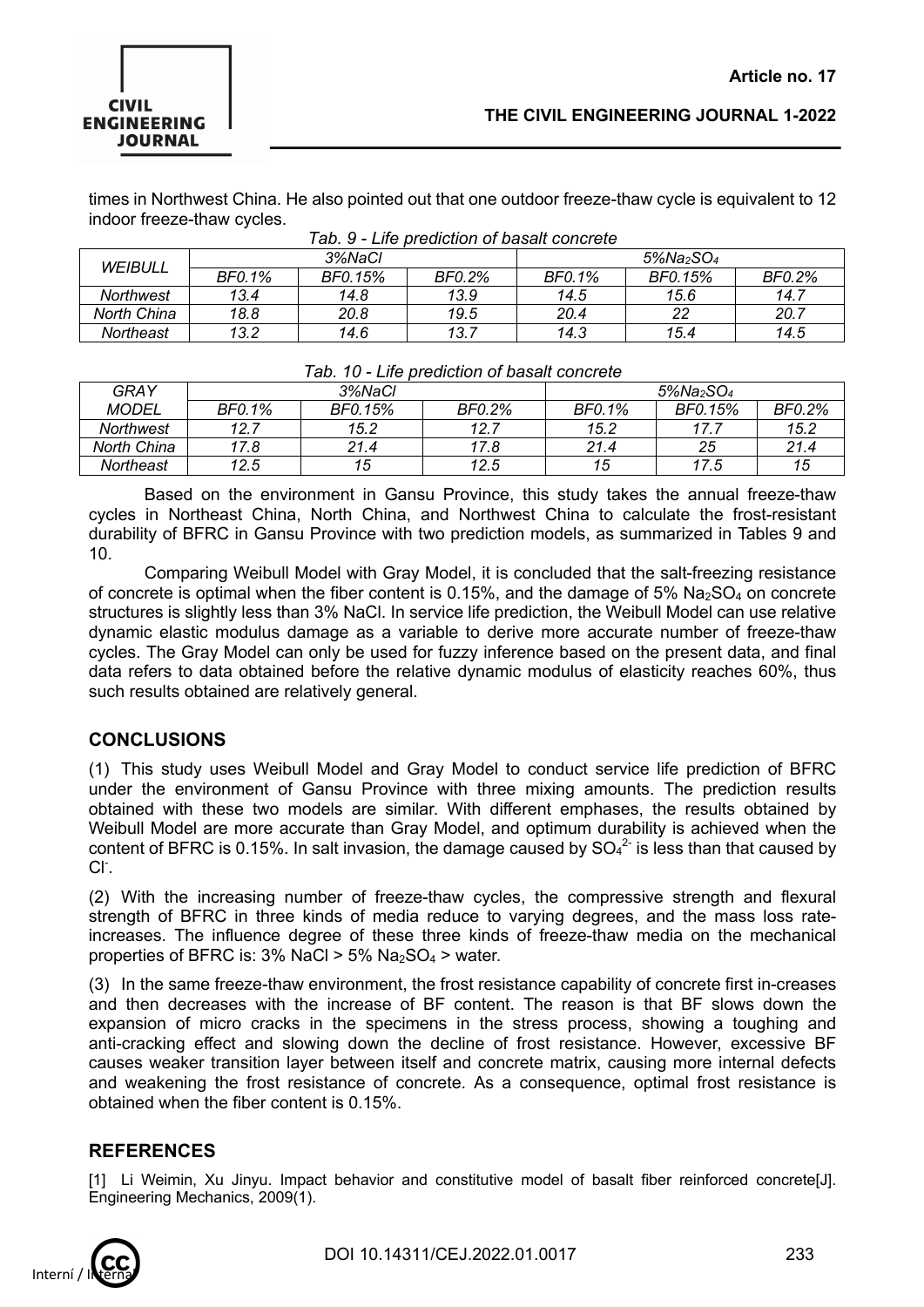times in Northwest China. He also pointed out that one outdoor freeze-thaw cycle is equivalent to 12 indoor freeze-thaw cycles.

*Tab. 9 - Life prediction of basalt concrete*

| WEIBULL | 3%NaCl | | | 5%$Na_2SO_4$ | | |
|---|---|---|---|---|---|---|
| | BF0.1% | BF0.15% | BF0.2% | BF0.1% | BF0.15% | BF0.2% |
| Northwest | 13.4 | 14.8 | 13.9 | 14.5 | 15.6 | 14.7 |
| North China | 18.8 | 20.8 | 19.5 | 20.4 | 22 | 20.7 |
| Northeast | 13.2 | 14.6 | 13.7 | 14.3 | 15.4 | 14.5 |

*Tab. 10 - Life prediction of basalt concrete*

| GRAY MODEL | 3%NaCl | | | 5%$Na_2SO_4$ | | |
|---|---|---|---|---|---|---|
| | BF0.1% | BF0.15% | BF0.2% | BF0.1% | BF0.15% | BF0.2% |
| Northwest | 12.7 | 15.2 | 12.7 | 15.2 | 17.7 | 15.2 |
| North China | 17.8 | 21.4 | 17.8 | 21.4 | 25 | 21.4 |
| Northeast | 12.5 | 15 | 12.5 | 15 | 17.5 | 15 |

Based on the environment in Gansu Province, this study takes the annual freeze-thaw cycles in Northeast China, North China, and Northwest China to calculate the frost-resistant durability of BFRC in Gansu Province with two prediction models, as summarized in Tables 9 and 10.

Comparing Weibull Model with Gray Model, it is concluded that the salt-freezing resistance of concrete is optimal when the fiber content is 0.15%, and the damage of 5% $Na_2SO_4$ on concrete structures is slightly less than 3% NaCl. In service life prediction, the Weibull Model can use relative dynamic elastic modulus damage as a variable to derive more accurate number of freeze-thaw cycles. The Gray Model can only be used for fuzzy inference based on the present data, and final data refers to data obtained before the relative dynamic modulus of elasticity reaches 60%, thus such results obtained are relatively general.

## CONCLUSIONS

(1) This study uses Weibull Model and Gray Model to conduct service life prediction of BFRC under the environment of Gansu Province with three mixing amounts. The prediction results obtained with these two models are similar. With different emphases, the results obtained by Weibull Model are more accurate than Gray Model, and optimum durability is achieved when the content of BFRC is 0.15%. In salt invasion, the damage caused by $SO_4^{2-}$ is less than that caused by $Cl^-$.

(2) With the increasing number of freeze-thaw cycles, the compressive strength and flexural strength of BFRC in three kinds of media reduce to varying degrees, and the mass loss rate-increases. The influence degree of these three kinds of freeze-thaw media on the mechanical properties of BFRC is: 3% NaCl > 5% $Na_2SO_4$ > water.

(3) In the same freeze-thaw environment, the frost resistance capability of concrete first in-creases and then decreases with the increase of BF content. The reason is that BF slows down the expansion of micro cracks in the specimens in the stress process, showing a toughing and anti-cracking effect and slowing down the decline of frost resistance. However, excessive BF causes weaker transition layer between itself and concrete matrix, causing more internal defects and weakening the frost resistance of concrete. As a consequence, optimal frost resistance is obtained when the fiber content is 0.15%.

## REFERENCES

[1] Li Weimin, Xu Jinyu. Impact behavior and constitutive model of basalt fiber reinforced concrete[J]. Engineering Mechanics, 2009(1).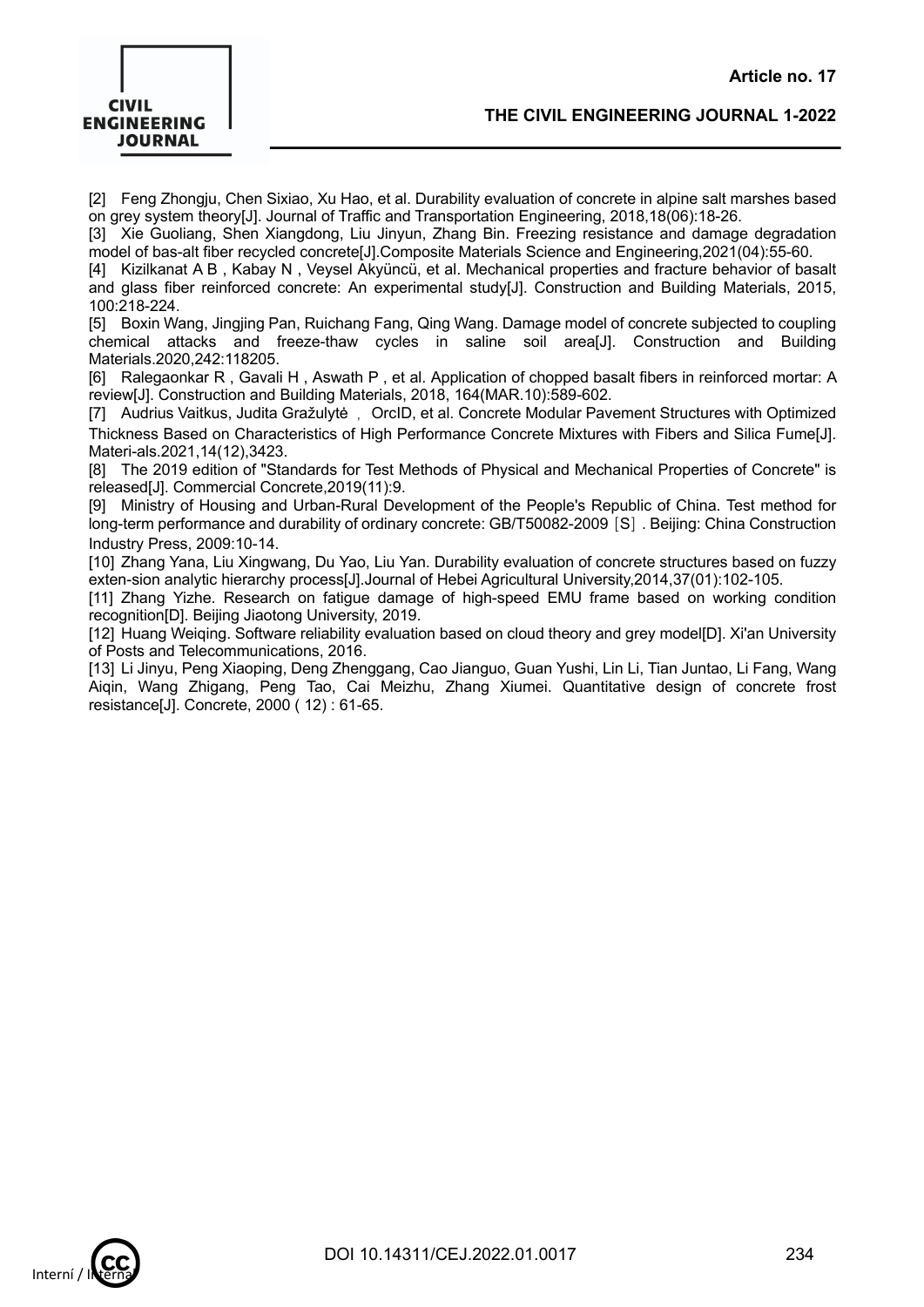[2] Feng Zhongju, Chen Sixiao, Xu Hao, et al. Durability evaluation of concrete in alpine salt marshes based on grey system theory[J]. Journal of Traffic and Transportation Engineering, 2018,18(06):18-26.

[3] Xie Guoliang, Shen Xiangdong, Liu Jinyun, Zhang Bin. Freezing resistance and damage degradation model of bas-alt fiber recycled concrete[J].Composite Materials Science and Engineering,2021(04):55-60.

[4] Kizilkanat A B , Kabay N , Veysel Akyüncü, et al. Mechanical properties and fracture behavior of basalt and glass fiber reinforced concrete: An experimental study[J]. Construction and Building Materials, 2015, 100:218-224.

[5] Boxin Wang, Jingjing Pan, Ruichang Fang, Qing Wang. Damage model of concrete subjected to coupling chemical attacks and freeze-thaw cycles in saline soil area[J]. Construction and Building Materials.2020,242:118205.

[6] Ralegaonkar R , Gavali H , Aswath P , et al. Application of chopped basalt fibers in reinforced mortar: A review[J]. Construction and Building Materials, 2018, 164(MAR.10):589-602.

[7] Audrius Vaitkus, Judita Gražulytė ， OrcID, et al. Concrete Modular Pavement Structures with Optimized Thickness Based on Characteristics of High Performance Concrete Mixtures with Fibers and Silica Fume[J]. Materi-als.2021,14(12),3423.

[8] The 2019 edition of "Standards for Test Methods of Physical and Mechanical Properties of Concrete" is released[J]. Commercial Concrete,2019(11):9.

[9] Ministry of Housing and Urban-Rural Development of the People's Republic of China. Test method for long-term performance and durability of ordinary concrete: GB/T50082-2009［S］. Beijing: China Construction Industry Press, 2009:10-14.

[10] Zhang Yana, Liu Xingwang, Du Yao, Liu Yan. Durability evaluation of concrete structures based on fuzzy exten-sion analytic hierarchy process[J].Journal of Hebei Agricultural University,2014,37(01):102-105.

[11] Zhang Yizhe. Research on fatigue damage of high-speed EMU frame based on working condition recognition[D]. Beijing Jiaotong University, 2019.

[12] Huang Weiqing. Software reliability evaluation based on cloud theory and grey model[D]. Xi'an University of Posts and Telecommunications, 2016.

[13] Li Jinyu, Peng Xiaoping, Deng Zhenggang, Cao Jianguo, Guan Yushi, Lin Li, Tian Juntao, Li Fang, Wang Aiqin, Wang Zhigang, Peng Tao, Cai Meizhu, Zhang Xiumei. Quantitative design of concrete frost resistance[J]. Concrete, 2000 ( 12) : 61-65.